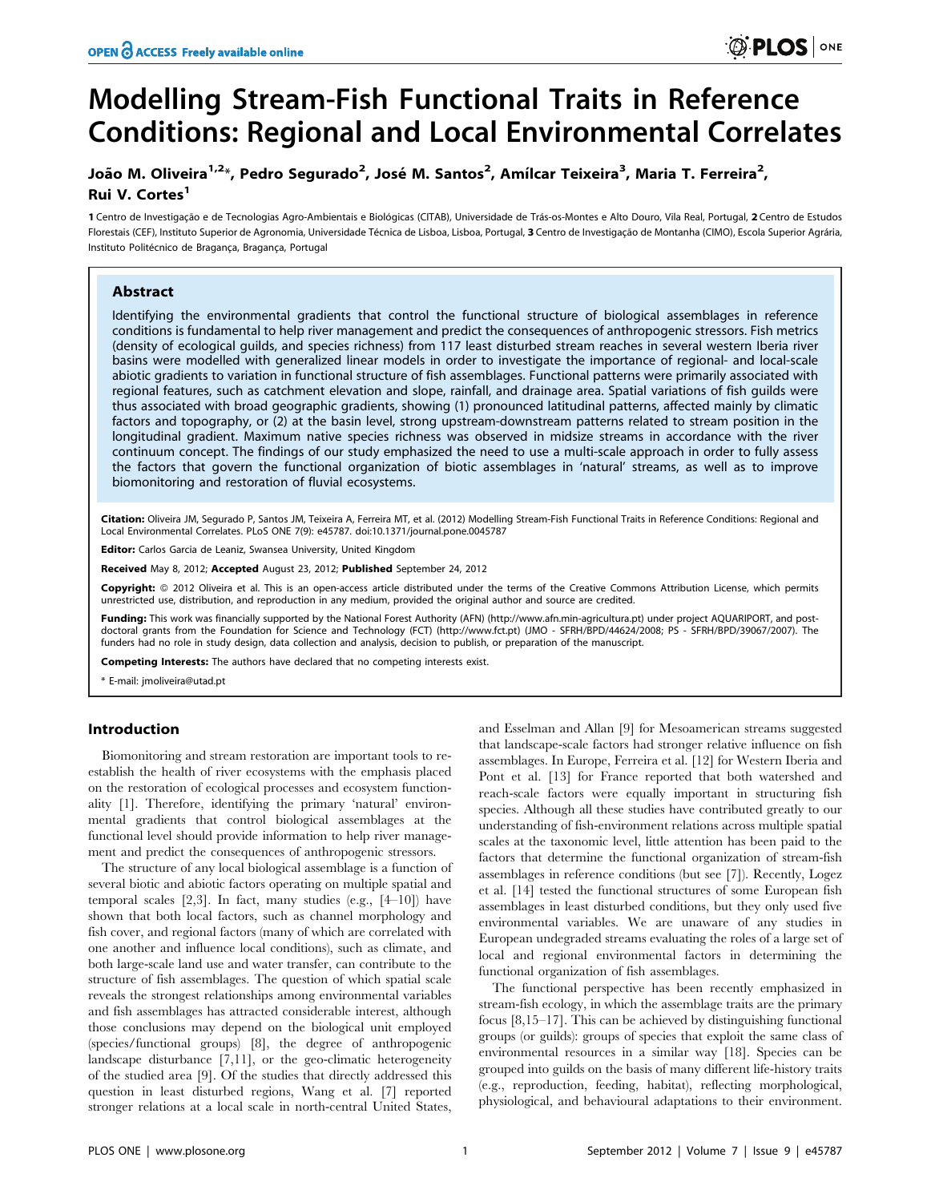# Modelling Stream-Fish Functional Traits in Reference Conditions: Regional and Local Environmental Correlates

**João M. Oliveira[1,2]*, Pedro Segurado[2], José M. Santos[2], Amílcar Teixeira[3], Maria T. Ferreira[2], Rui V. Cortes[1]**

**1** Centro de Investigação e de Tecnologias Agro-Ambientais e Biológicas (CITAB), Universidade de Trás-os-Montes e Alto Douro, Vila Real, Portugal, **2** Centro de Estudos Florestais (CEF), Instituto Superior de Agronomia, Universidade Técnica de Lisboa, Lisboa, Portugal, **3** Centro de Investigação de Montanha (CIMO), Escola Superior Agrária, Instituto Politécnico de Bragança, Bragança, Portugal

## Abstract

Identifying the environmental gradients that control the functional structure of biological assemblages in reference conditions is fundamental to help river management and predict the consequences of anthropogenic stressors. Fish metrics (density of ecological guilds, and species richness) from 117 least disturbed stream reaches in several western Iberia river basins were modelled with generalized linear models in order to investigate the importance of regional- and local-scale abiotic gradients to variation in functional structure of fish assemblages. Functional patterns were primarily associated with regional features, such as catchment elevation and slope, rainfall, and drainage area. Spatial variations of fish guilds were thus associated with broad geographic gradients, showing (1) pronounced latitudinal patterns, affected mainly by climatic factors and topography, or (2) at the basin level, strong upstream-downstream patterns related to stream position in the longitudinal gradient. Maximum native species richness was observed in midsize streams in accordance with the river continuum concept. The findings of our study emphasized the need to use a multi-scale approach in order to fully assess the factors that govern the functional organization of biotic assemblages in 'natural' streams, as well as to improve biomonitoring and restoration of fluvial ecosystems.

**Citation:** Oliveira JM, Segurado P, Santos JM, Teixeira A, Ferreira MT, et al. (2012) Modelling Stream-Fish Functional Traits in Reference Conditions: Regional and Local Environmental Correlates. PLoS ONE 7(9): e45787. doi:10.1371/journal.pone.0045787

**Editor:** Carlos Garcia de Leaniz, Swansea University, United Kingdom

**Received** May 8, 2012; **Accepted** August 23, 2012; **Published** September 24, 2012

**Copyright:** © 2012 Oliveira et al. This is an open-access article distributed under the terms of the Creative Commons Attribution License, which permits unrestricted use, distribution, and reproduction in any medium, provided the original author and source are credited.

**Funding:** This work was financially supported by the National Forest Authority (AFN) (http://www.afn.min-agricultura.pt) under project AQUARIPORT, and post-doctoral grants from the Foundation for Science and Technology (FCT) (http://www.fct.pt) (JMO - SFRH/BPD/44624/2008; PS - SFRH/BPD/39067/2007). The funders had no role in study design, data collection and analysis, decision to publish, or preparation of the manuscript.

**Competing Interests:** The authors have declared that no competing interests exist.

* E-mail: jmoliveira@utad.pt

## Introduction

Biomonitoring and stream restoration are important tools to re-establish the health of river ecosystems with the emphasis placed on the restoration of ecological processes and ecosystem functionality [1]. Therefore, identifying the primary 'natural' environmental gradients that control biological assemblages at the functional level should provide information to help river management and predict the consequences of anthropogenic stressors.

The structure of any local biological assemblage is a function of several biotic and abiotic factors operating on multiple spatial and temporal scales [2,3]. In fact, many studies (e.g., [4–10]) have shown that both local factors, such as channel morphology and fish cover, and regional factors (many of which are correlated with one another and influence local conditions), such as climate, and both large-scale land use and water transfer, can contribute to the structure of fish assemblages. The question of which spatial scale reveals the strongest relationships among environmental variables and fish assemblages has attracted considerable interest, although those conclusions may depend on the biological unit employed (species/functional groups) [8], the degree of anthropogenic landscape disturbance [7,11], or the geo-climatic heterogeneity of the studied area [9]. Of the studies that directly addressed this question in least disturbed regions, Wang et al. [7] reported stronger relations at a local scale in north-central United States, and Esselman and Allan [9] for Mesoamerican streams suggested that landscape-scale factors had stronger relative influence on fish assemblages. In Europe, Ferreira et al. [12] for Western Iberia and Pont et al. [13] for France reported that both watershed and reach-scale factors were equally important in structuring fish species. Although all these studies have contributed greatly to our understanding of fish-environment relations across multiple spatial scales at the taxonomic level, little attention has been paid to the factors that determine the functional organization of stream-fish assemblages in reference conditions (but see [7]). Recently, Logez et al. [14] tested the functional structures of some European fish assemblages in least disturbed conditions, but they only used five environmental variables. We are unaware of any studies in European undegraded streams evaluating the roles of a large set of local and regional environmental factors in determining the functional organization of fish assemblages.

The functional perspective has been recently emphasized in stream-fish ecology, in which the assemblage traits are the primary focus [8,15–17]. This can be achieved by distinguishing functional groups (or guilds): groups of species that exploit the same class of environmental resources in a similar way [18]. Species can be grouped into guilds on the basis of many different life-history traits (e.g., reproduction, feeding, habitat), reflecting morphological, physiological, and behavioural adaptations to their environment.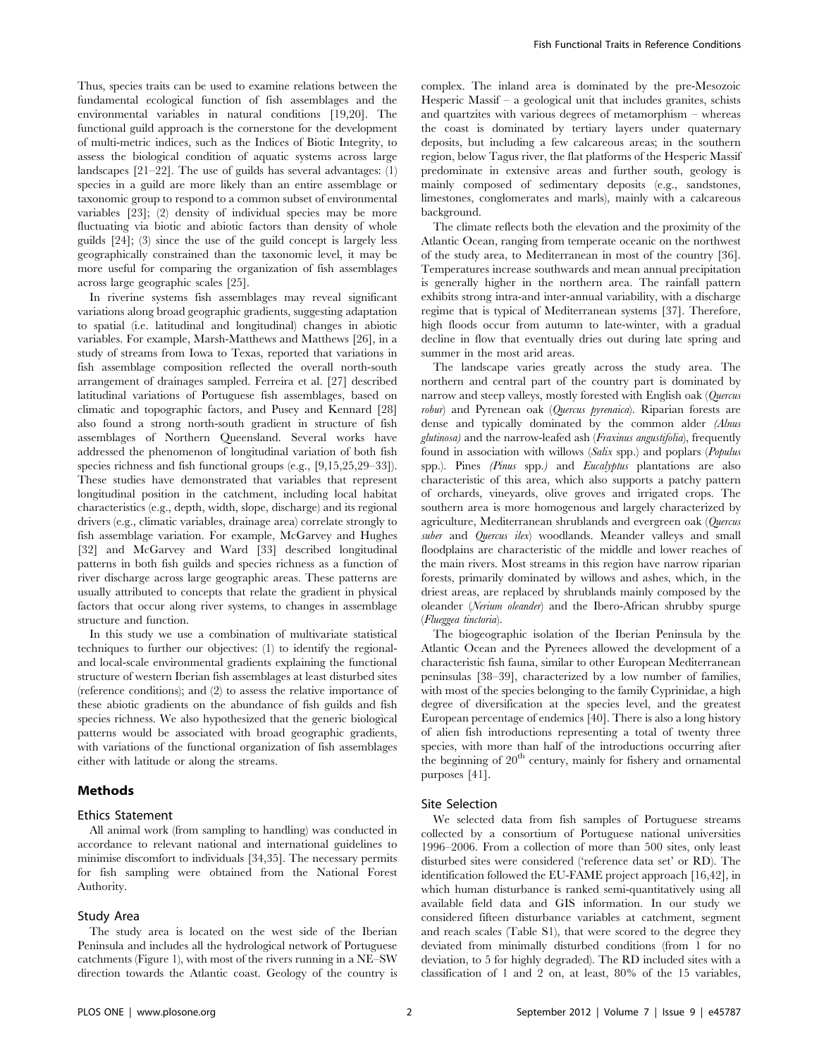Thus, species traits can be used to examine relations between the fundamental ecological function of fish assemblages and the environmental variables in natural conditions [19,20]. The functional guild approach is the cornerstone for the development of multi-metric indices, such as the Indices of Biotic Integrity, to assess the biological condition of aquatic systems across large landscapes [21–22]. The use of guilds has several advantages: (1) species in a guild are more likely than an entire assemblage or taxonomic group to respond to a common subset of environmental variables [23]; (2) density of individual species may be more fluctuating via biotic and abiotic factors than density of whole guilds [24]; (3) since the use of the guild concept is largely less geographically constrained than the taxonomic level, it may be more useful for comparing the organization of fish assemblages across large geographic scales [25].

In riverine systems fish assemblages may reveal significant variations along broad geographic gradients, suggesting adaptation to spatial (i.e. latitudinal and longitudinal) changes in abiotic variables. For example, Marsh-Matthews and Matthews [26], in a study of streams from Iowa to Texas, reported that variations in fish assemblage composition reflected the overall north-south arrangement of drainages sampled. Ferreira et al. [27] described latitudinal variations of Portuguese fish assemblages, based on climatic and topographic factors, and Pusey and Kennard [28] also found a strong north-south gradient in structure of fish assemblages of Northern Queensland. Several works have addressed the phenomenon of longitudinal variation of both fish species richness and fish functional groups (e.g., [9,15,25,29–33]). These studies have demonstrated that variables that represent longitudinal position in the catchment, including local habitat characteristics (e.g., depth, width, slope, discharge) and its regional drivers (e.g., climatic variables, drainage area) correlate strongly to fish assemblage variation. For example, McGarvey and Hughes [32] and McGarvey and Ward [33] described longitudinal patterns in both fish guilds and species richness as a function of river discharge across large geographic areas. These patterns are usually attributed to concepts that relate the gradient in physical factors that occur along river systems, to changes in assemblage structure and function.

In this study we use a combination of multivariate statistical techniques to further our objectives: (1) to identify the regional- and local-scale environmental gradients explaining the functional structure of western Iberian fish assemblages at least disturbed sites (reference conditions); and (2) to assess the relative importance of these abiotic gradients on the abundance of fish guilds and fish species richness. We also hypothesized that the generic biological patterns would be associated with broad geographic gradients, with variations of the functional organization of fish assemblages either with latitude or along the streams.

## Methods

### Ethics Statement

All animal work (from sampling to handling) was conducted in accordance to relevant national and international guidelines to minimise discomfort to individuals [34,35]. The necessary permits for fish sampling were obtained from the National Forest Authority.

### Study Area

The study area is located on the west side of the Iberian Peninsula and includes all the hydrological network of Portuguese catchments (Figure 1), with most of the rivers running in a NE–SW direction towards the Atlantic coast. Geology of the country is complex. The inland area is dominated by the pre-Mesozoic Hesperic Massif – a geological unit that includes granites, schists and quartzites with various degrees of metamorphism – whereas the coast is dominated by tertiary layers under quaternary deposits, but including a few calcareous areas; in the southern region, below Tagus river, the flat platforms of the Hesperic Massif predominate in extensive areas and further south, geology is mainly composed of sedimentary deposits (e.g., sandstones, limestones, conglomerates and marls), mainly with a calcareous background.

The climate reflects both the elevation and the proximity of the Atlantic Ocean, ranging from temperate oceanic on the northwest of the study area, to Mediterranean in most of the country [36]. Temperatures increase southwards and mean annual precipitation is generally higher in the northern area. The rainfall pattern exhibits strong intra-and inter-annual variability, with a discharge regime that is typical of Mediterranean systems [37]. Therefore, high floods occur from autumn to late-winter, with a gradual decline in flow that eventually dries out during late spring and summer in the most arid areas.

The landscape varies greatly across the study area. The northern and central part of the country part is dominated by narrow and steep valleys, mostly forested with English oak (*Quercus robur*) and Pyrenean oak (*Quercus pyrenaica*). Riparian forests are dense and typically dominated by the common alder *(Alnus glutinosa)* and the narrow-leafed ash (*Fraxinus angustifolia*), frequently found in association with willows (*Salix* spp.) and poplars (*Populus* spp.). Pines *(Pinus* spp.*)* and *Eucalyptus* plantations are also characteristic of this area, which also supports a patchy pattern of orchards, vineyards, olive groves and irrigated crops. The southern area is more homogenous and largely characterized by agriculture, Mediterranean shrublands and evergreen oak (*Quercus suber* and *Quercus ilex*) woodlands. Meander valleys and small floodplains are characteristic of the middle and lower reaches of the main rivers. Most streams in this region have narrow riparian forests, primarily dominated by willows and ashes, which, in the driest areas, are replaced by shrublands mainly composed by the oleander (*Nerium oleander*) and the Ibero-African shrubby spurge (*Flueggea tinctoria*).

The biogeographic isolation of the Iberian Peninsula by the Atlantic Ocean and the Pyrenees allowed the development of a characteristic fish fauna, similar to other European Mediterranean peninsulas [38–39], characterized by a low number of families, with most of the species belonging to the family Cyprinidae, a high degree of diversification at the species level, and the greatest European percentage of endemics [40]. There is also a long history of alien fish introductions representing a total of twenty three species, with more than half of the introductions occurring after the beginning of 20[th] century, mainly for fishery and ornamental purposes [41].

### Site Selection

We selected data from fish samples of Portuguese streams collected by a consortium of Portuguese national universities 1996–2006. From a collection of more than 500 sites, only least disturbed sites were considered ('reference data set' or RD). The identification followed the EU-FAME project approach [16,42], in which human disturbance is ranked semi-quantitatively using all available field data and GIS information. In our study we considered fifteen disturbance variables at catchment, segment and reach scales (Table S1), that were scored to the degree they deviated from minimally disturbed conditions (from 1 for no deviation, to 5 for highly degraded). The RD included sites with a classification of 1 and 2 on, at least, 80% of the 15 variables,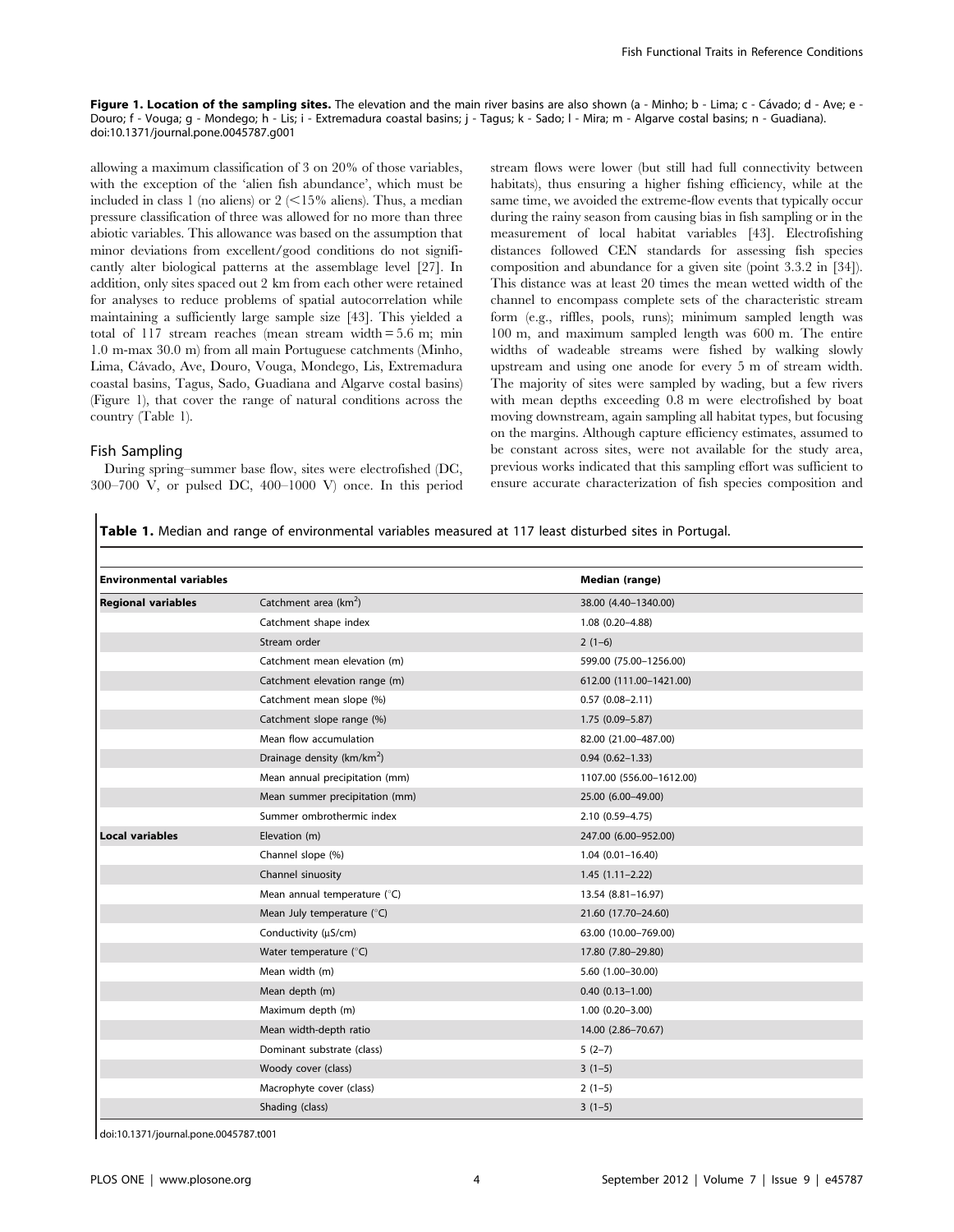**Figure 1. Location of the sampling sites.** The elevation and the main river basins are also shown (a - Minho; b - Lima; c - Cávado; d - Ave; e - Douro; f - Vouga; g - Mondego; h - Lis; i - Extremadura coastal basins; j - Tagus; k - Sado; l - Mira; m - Algarve costal basins; n - Guadiana).
doi:10.1371/journal.pone.0045787.g001

allowing a maximum classification of 3 on 20% of those variables, with the exception of the 'alien fish abundance', which must be included in class 1 (no aliens) or 2 (<15% aliens). Thus, a median pressure classification of three was allowed for no more than three abiotic variables. This allowance was based on the assumption that minor deviations from excellent/good conditions do not significantly alter biological patterns at the assemblage level [27]. In addition, only sites spaced out 2 km from each other were retained for analyses to reduce problems of spatial autocorrelation while maintaining a sufficiently large sample size [43]. This yielded a total of 117 stream reaches (mean stream width = 5.6 m; min 1.0 m-max 30.0 m) from all main Portuguese catchments (Minho, Lima, Cávado, Ave, Douro, Vouga, Mondego, Lis, Extremadura coastal basins, Tagus, Sado, Guadiana and Algarve costal basins) (Figure 1), that cover the range of natural conditions across the country (Table 1).

## Fish Sampling

During spring–summer base flow, sites were electrofished (DC, 300–700 V, or pulsed DC, 400–1000 V) once. In this period stream flows were lower (but still had full connectivity between habitats), thus ensuring a higher fishing efficiency, while at the same time, we avoided the extreme-flow events that typically occur during the rainy season from causing bias in fish sampling or in the measurement of local habitat variables [43]. Electrofishing distances followed CEN standards for assessing fish species composition and abundance for a given site (point 3.3.2 in [34]). This distance was at least 20 times the mean wetted width of the channel to encompass complete sets of the characteristic stream form (e.g., riffles, pools, runs); minimum sampled length was 100 m, and maximum sampled length was 600 m. The entire widths of wadeable streams were fished by walking slowly upstream and using one anode for every 5 m of stream width. The majority of sites were sampled by wading, but a few rivers with mean depths exceeding 0.8 m were electrofished by boat moving downstream, again sampling all habitat types, but focusing on the margins. Although capture efficiency estimates, assumed to be constant across sites, were not available for the study area, previous works indicated that this sampling effort was sufficient to ensure accurate characterization of fish species composition and

**Table 1.** Median and range of environmental variables measured at 117 least disturbed sites in Portugal.

| Environmental variables | | Median (range) |
|---|---|---|
| **Regional variables** | Catchment area (km$^2$) | 38.00 (4.40–1340.00) |
| | Catchment shape index | 1.08 (0.20–4.88) |
| | Stream order | 2 (1–6) |
| | Catchment mean elevation (m) | 599.00 (75.00–1256.00) |
| | Catchment elevation range (m) | 612.00 (111.00–1421.00) |
| | Catchment mean slope (%) | 0.57 (0.08–2.11) |
| | Catchment slope range (%) | 1.75 (0.09–5.87) |
| | Mean flow accumulation | 82.00 (21.00–487.00) |
| | Drainage density (km/km$^2$) | 0.94 (0.62–1.33) |
| | Mean annual precipitation (mm) | 1107.00 (556.00–1612.00) |
| | Mean summer precipitation (mm) | 25.00 (6.00–49.00) |
| | Summer ombrothermic index | 2.10 (0.59–4.75) |
| **Local variables** | Elevation (m) | 247.00 (6.00–952.00) |
| | Channel slope (%) | 1.04 (0.01–16.40) |
| | Channel sinuosity | 1.45 (1.11–2.22) |
| | Mean annual temperature (°C) | 13.54 (8.81–16.97) |
| | Mean July temperature (°C) | 21.60 (17.70–24.60) |
| | Conductivity (µS/cm) | 63.00 (10.00–769.00) |
| | Water temperature (°C) | 17.80 (7.80–29.80) |
| | Mean width (m) | 5.60 (1.00–30.00) |
| | Mean depth (m) | 0.40 (0.13–1.00) |
| | Maximum depth (m) | 1.00 (0.20–3.00) |
| | Mean width-depth ratio | 14.00 (2.86–70.67) |
| | Dominant substrate (class) | 5 (2–7) |
| | Woody cover (class) | 3 (1–5) |
| | Macrophyte cover (class) | 2 (1–5) |
| | Shading (class) | 3 (1–5) |

doi:10.1371/journal.pone.0045787.t001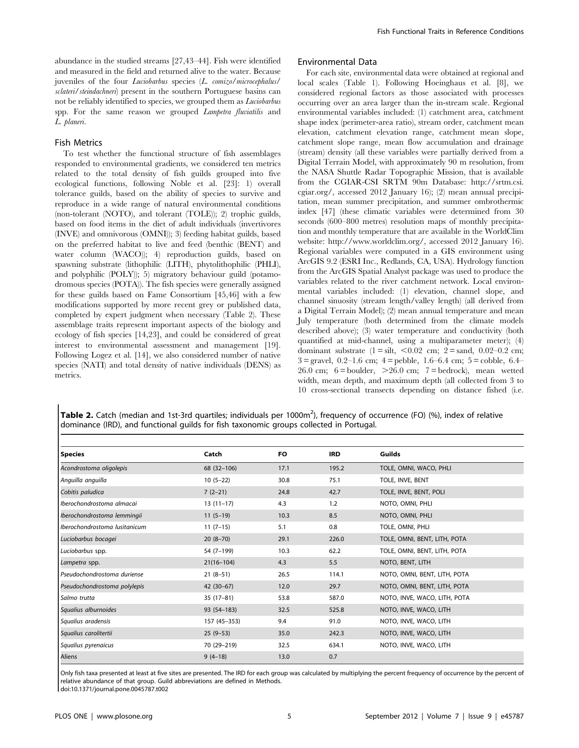abundance in the studied streams [27,43–44]. Fish were identified and measured in the field and returned alive to the water. Because juveniles of the four *Luciobarbus* species (*L. comizo*/*microcephalus*/*sclateri*/*steindachneri*) present in the southern Portuguese basins can not be reliably identified to species, we grouped them as *Luciobarbus* spp. For the same reason we grouped *Lampetra fluviatilis* and *L. planeri*.

## Fish Metrics

To test whether the functional structure of fish assemblages responded to environmental gradients, we considered ten metrics related to the total density of fish guilds grouped into five ecological functions, following Noble et al. [23]: 1) overall tolerance guilds, based on the ability of species to survive and reproduce in a wide range of natural environmental conditions (non-tolerant (NOTO), and tolerant (TOLE)); 2) trophic guilds, based on food items in the diet of adult individuals (invertivores (INVE) and omnivorous (OMNI)); 3) feeding habitat guilds, based on the preferred habitat to live and feed (benthic (BENT) and water column (WACO)); 4) reproduction guilds, based on spawning substrate (lithophilic (LITH), phytolithophilic (PHLI), and polyphilic (POLY)); 5) migratory behaviour guild (potamodromous species (POTA)). The fish species were generally assigned for these guilds based on Fame Consortium [45,46] with a few modifications supported by more recent grey or published data, completed by expert judgment when necessary (Table 2). These assemblage traits represent important aspects of the biology and ecology of fish species [14,23], and could be considered of great interest to environmental assessment and management [19]. Following Logez et al. [14], we also considered number of native species (NATI) and total density of native individuals (DENS) as metrics.

## Environmental Data

For each site, environmental data were obtained at regional and local scales (Table 1). Following Hoeinghaus et al. [8], we considered regional factors as those associated with processes occurring over an area larger than the in-stream scale. Regional environmental variables included: (1) catchment area, catchment shape index (perimeter-area ratio), stream order, catchment mean elevation, catchment elevation range, catchment mean slope, catchment slope range, mean flow accumulation and drainage (stream) density (all these variables were partially derived from a Digital Terrain Model, with approximately 90 m resolution, from the NASA Shuttle Radar Topographic Mission, that is available from the CGIAR-CSI SRTM 90m Database: http://srtm.csi.cgiar.org/, accessed 2012 January 16); (2) mean annual precipitation, mean summer precipitation, and summer ombrothermic index [47] (these climatic variables were determined from 30 seconds (600–800 metres) resolution maps of monthly precipitation and monthly temperature that are available in the WorldClim website: http://www.worldclim.org/, accessed 2012 January 16). Regional variables were computed in a GIS environment using ArcGIS 9.2 (ESRI Inc., Redlands, CA, USA). Hydrology function from the ArcGIS Spatial Analyst package was used to produce the variables related to the river catchment network. Local environmental variables included: (1) elevation, channel slope, and channel sinuosity (stream length/valley length) (all derived from a Digital Terrain Model); (2) mean annual temperature and mean July temperature (both determined from the climate models described above); (3) water temperature and conductivity (both quantified at mid-channel, using a multiparameter meter); (4) dominant substrate (1 = silt, <0.02 cm; 2 = sand, 0.02–0.2 cm; 3 = gravel, 0.2–1.6 cm; 4 = pebble, 1.6–6.4 cm; 5 = cobble, 6.4–26.0 cm; 6 = boulder, >26.0 cm; 7 = bedrock), mean wetted width, mean depth, and maximum depth (all collected from 3 to 10 cross-sectional transects depending on distance fished (i.e.

**Table 2.** Catch (median and 1st-3rd quartiles; individuals per 1000m$^2$), frequency of occurrence (FO) (%), index of relative dominance (IRD), and functional guilds for fish taxonomic groups collected in Portugal.

| Species | Catch | FO | IRD | Guilds |
|---|---|---|---|---|
| *Acondrostoma oligolepis* | 68 (32–106) | 17.1 | 195.2 | TOLE, OMNI, WACO, PHLI |
| *Anguilla anguilla* | 10 (5–22) | 30.8 | 75.1 | TOLE, INVE, BENT |
| *Cobitis paludica* | 7 (2–21) | 24.8 | 42.7 | TOLE, INVE, BENT, POLI |
| *Iberochondrostoma almacai* | 13 (11–17) | 4.3 | 1.2 | NOTO, OMNI, PHLI |
| *Iberochondrostoma lemmingii* | 11 (5–19) | 10.3 | 8.5 | NOTO, OMNI, PHLI |
| *Iberochondrostoma lusitanicum* | 11 (7–15) | 5.1 | 0.8 | TOLE, OMNI, PHLI |
| *Luciobarbus bocagei* | 20 (8–70) | 29.1 | 226.0 | TOLE, OMNI, BENT, LITH, POTA |
| *Luciobarbus* spp. | 54 (7–199) | 10.3 | 62.2 | TOLE, OMNI, BENT, LITH, POTA |
| *Lampetra* spp. | 21(16–104) | 4.3 | 5.5 | NOTO, BENT, LITH |
| *Pseudochondrostoma duriense* | 21 (8–51) | 26.5 | 114.1 | NOTO, OMNI, BENT, LITH, POTA |
| *Pseudochondrostoma polylepis* | 42 (30–67) | 12.0 | 29.7 | NOTO, OMNI, BENT, LITH, POTA |
| *Salmo trutta* | 35 (17–81) | 53.8 | 587.0 | NOTO, INVE, WACO, LITH, POTA |
| *Squalius alburnoides* | 93 (54–183) | 32.5 | 525.8 | NOTO, INVE, WACO, LITH |
| *Squalius aradensis* | 157 (45–353) | 9.4 | 91.0 | NOTO, INVE, WACO, LITH |
| *Squalius carolitertii* | 25 (9–53) | 35.0 | 242.3 | NOTO, INVE, WACO, LITH |
| *Squalius pyrenaicus* | 70 (29–219) | 32.5 | 634.1 | NOTO, INVE, WACO, LITH |
| Aliens | 9 (4–18) | 13.0 | 0.7 | |

Only fish taxa presented at least at five sites are presented. The IRD for each group was calculated by multiplying the percent frequency of occurrence by the percent of relative abundance of that group. Guild abbreviations are defined in Methods.
doi:10.1371/journal.pone.0045787.t002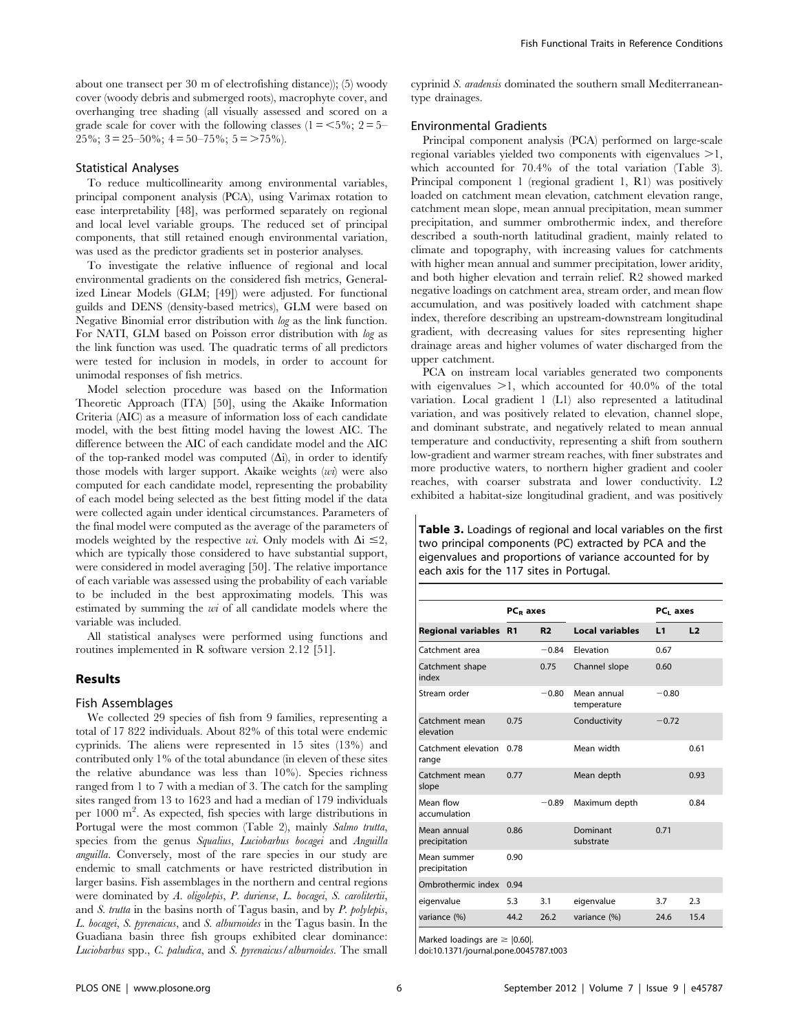about one transect per 30 m of electrofishing distance)); (5) woody cover (woody debris and submerged roots), macrophyte cover, and overhanging tree shading (all visually assessed and scored on a grade scale for cover with the following classes (1 = <5%; 2 = 5–25%; 3 = 25–50%; 4 = 50–75%; 5 = >75%).

### Statistical Analyses

To reduce multicollinearity among environmental variables, principal component analysis (PCA), using Varimax rotation to ease interpretability [48], was performed separately on regional and local level variable groups. The reduced set of principal components, that still retained enough environmental variation, was used as the predictor gradients set in posterior analyses.

To investigate the relative influence of regional and local environmental gradients on the considered fish metrics, Generalized Linear Models (GLM; [49]) were adjusted. For functional guilds and DENS (density-based metrics), GLM were based on Negative Binomial error distribution with *log* as the link function. For NATI, GLM based on Poisson error distribution with *log* as the link function was used. The quadratic terms of all predictors were tested for inclusion in models, in order to account for unimodal responses of fish metrics.

Model selection procedure was based on the Information Theoretic Approach (ITA) [50], using the Akaike Information Criteria (AIC) as a measure of information loss of each candidate model, with the best fitting model having the lowest AIC. The difference between the AIC of each candidate model and the AIC of the top-ranked model was computed ($\Delta i$), in order to identify those models with larger support. Akaike weights ($wi$) were also computed for each candidate model, representing the probability of each model being selected as the best fitting model if the data were collected again under identical circumstances. Parameters of the final model were computed as the average of the parameters of models weighted by the respective $wi$. Only models with $\Delta i \leq 2$, which are typically those considered to have substantial support, were considered in model averaging [50]. The relative importance of each variable was assessed using the probability of each variable to be included in the best approximating models. This was estimated by summing the $wi$ of all candidate models where the variable was included.

All statistical analyses were performed using functions and routines implemented in R software version 2.12 [51].

## Results

### Fish Assemblages

We collected 29 species of fish from 9 families, representing a total of 17 822 individuals. About 82% of this total were endemic cyprinids. The aliens were represented in 15 sites (13%) and contributed only 1% of the total abundance (in eleven of these sites the relative abundance was less than 10%). Species richness ranged from 1 to 7 with a median of 3. The catch for the sampling sites ranged from 13 to 1623 and had a median of 179 individuals per 1000 $m^2$. As expected, fish species with large distributions in Portugal were the most common (Table 2), mainly *Salmo trutta*, species from the genus *Squalius*, *Luciobarbus bocagei* and *Anguilla anguilla*. Conversely, most of the rare species in our study are endemic to small catchments or have restricted distribution in larger basins. Fish assemblages in the northern and central regions were dominated by *A. oligolepis*, *P. duriense*, *L. bocagei*, *S. carolitertii*, and *S. trutta* in the basins north of Tagus basin, and by *P. polylepis*, *L. bocagei*, *S. pyrenaicus*, and *S. alburnoides* in the Tagus basin. In the Guadiana basin three fish groups exhibited clear dominance: *Luciobarbus* spp., *C. paludica*, and *S. pyrenaicus/alburnoides*. The small cyprinid *S. aradensis* dominated the southern small Mediterranean-type drainages.

### Environmental Gradients

Principal component analysis (PCA) performed on large-scale regional variables yielded two components with eigenvalues >1, which accounted for 70.4% of the total variation (Table 3). Principal component 1 (regional gradient 1, R1) was positively loaded on catchment mean elevation, catchment elevation range, catchment mean slope, mean annual precipitation, mean summer precipitation, and summer ombrothermic index, and therefore described a south-north latitudinal gradient, mainly related to climate and topography, with increasing values for catchments with higher mean annual and summer precipitation, lower aridity, and both higher elevation and terrain relief. R2 showed marked negative loadings on catchment area, stream order, and mean flow accumulation, and was positively loaded with catchment shape index, therefore describing an upstream-downstream longitudinal gradient, with decreasing values for sites representing higher drainage areas and higher volumes of water discharged from the upper catchment.

PCA on instream local variables generated two components with eigenvalues >1, which accounted for 40.0% of the total variation. Local gradient 1 (L1) also represented a latitudinal variation, and was positively related to elevation, channel slope, and dominant substrate, and negatively related to mean annual temperature and conductivity, representing a shift from southern low-gradient and warmer stream reaches, with finer substrates and more productive waters, to northern higher gradient and cooler reaches, with coarser substrata and lower conductivity. L2 exhibited a habitat-size longitudinal gradient, and was positively

**Table 3.** Loadings of regional and local variables on the first two principal components (PC) extracted by PCA and the eigenvalues and proportions of variance accounted for by each axis for the 117 sites in Portugal.

| | $PC_R$ axes | | | $PC_L$ axes | |
|---|---|---|---|---|---|
| **Regional variables** | **R1** | **R2** | **Local variables** | **L1** | **L2** |
| Catchment area | | −0.84 | Elevation | 0.67 | |
| Catchment shape index | | 0.75 | Channel slope | 0.60 | |
| Stream order | | −0.80 | Mean annual temperature | −0.80 | |
| Catchment mean elevation | 0.75 | | Conductivity | −0.72 | |
| Catchment elevation range | 0.78 | | Mean width | | 0.61 |
| Catchment mean slope | 0.77 | | Mean depth | | 0.93 |
| Mean flow accumulation | | −0.89 | Maximum depth | | 0.84 |
| Mean annual precipitation | 0.86 | | Dominant substrate | 0.71 | |
| Mean summer precipitation | 0.90 | | | | |
| Ombrothermic index | 0.94 | | | | |
| eigenvalue | 5.3 | 3.1 | eigenvalue | 3.7 | 2.3 |
| variance (%) | 44.2 | 26.2 | variance (%) | 24.6 | 15.4 |

Marked loadings are ≥ |0.60|.

doi:10.1371/journal.pone.0045787.t003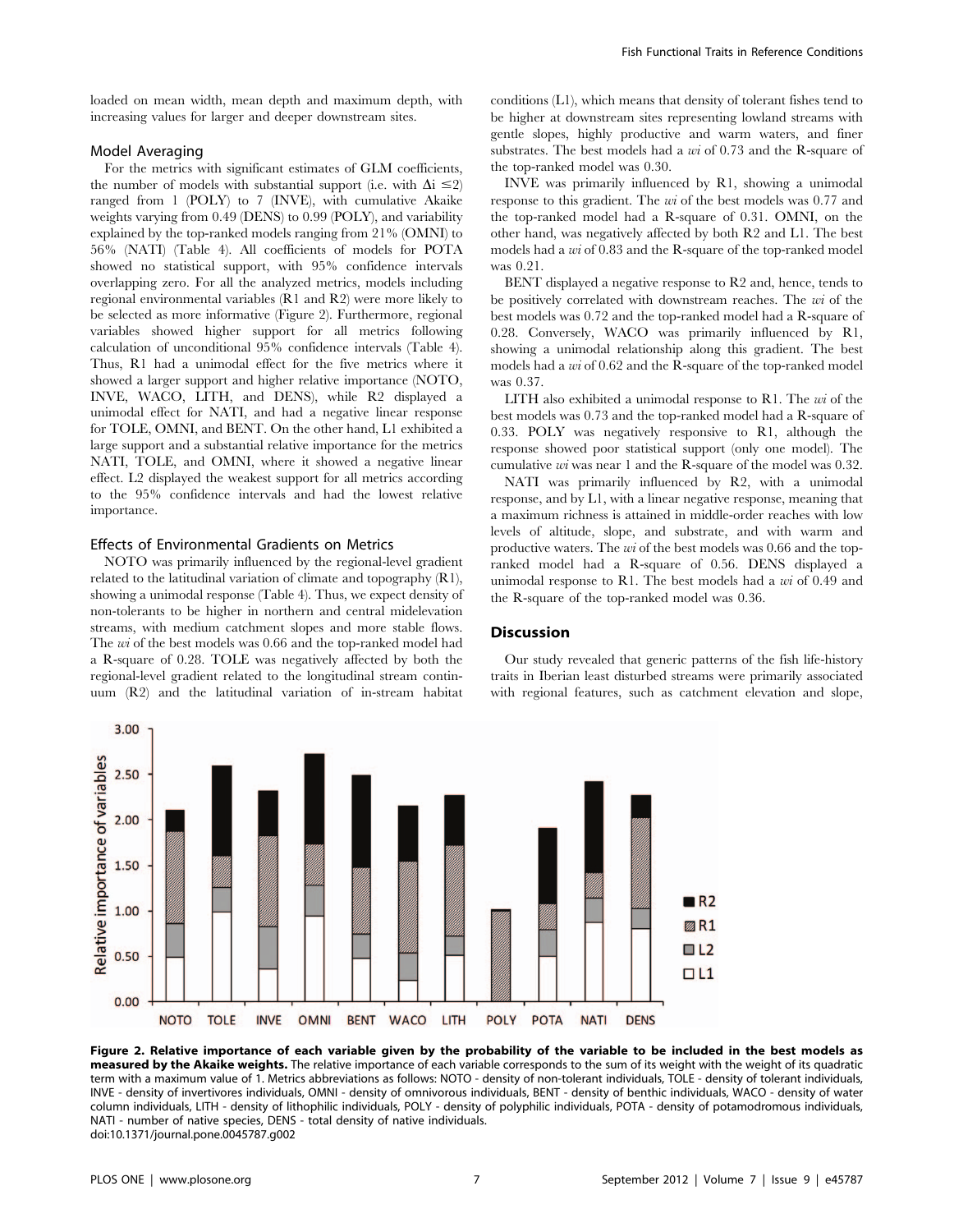loaded on mean width, mean depth and maximum depth, with increasing values for larger and deeper downstream sites.

### Model Averaging

For the metrics with significant estimates of GLM coefficients, the number of models with substantial support (i.e. with $\Delta i \leq 2$) ranged from 1 (POLY) to 7 (INVE), with cumulative Akaike weights varying from 0.49 (DENS) to 0.99 (POLY), and variability explained by the top-ranked models ranging from 21% (OMNI) to 56% (NATI) (Table 4). All coefficients of models for POTA showed no statistical support, with 95% confidence intervals overlapping zero. For all the analyzed metrics, models including regional environmental variables (R1 and R2) were more likely to be selected as more informative (Figure 2). Furthermore, regional variables showed higher support for all metrics following calculation of unconditional 95% confidence intervals (Table 4). Thus, R1 had a unimodal effect for the five metrics where it showed a larger support and higher relative importance (NOTO, INVE, WACO, LITH, and DENS), while R2 displayed a unimodal effect for NATI, and had a negative linear response for TOLE, OMNI, and BENT. On the other hand, L1 exhibited a large support and a substantial relative importance for the metrics NATI, TOLE, and OMNI, where it showed a negative linear effect. L2 displayed the weakest support for all metrics according to the 95% confidence intervals and had the lowest relative importance.

### Effects of Environmental Gradients on Metrics

NOTO was primarily influenced by the regional-level gradient related to the latitudinal variation of climate and topography (R1), showing a unimodal response (Table 4). Thus, we expect density of non-tolerants to be higher in northern and central midelevation streams, with medium catchment slopes and more stable flows. The $wi$ of the best models was 0.66 and the top-ranked model had a R-square of 0.28. TOLE was negatively affected by both the regional-level gradient related to the longitudinal stream continuum (R2) and the latitudinal variation of in-stream habitat conditions (L1), which means that density of tolerant fishes tend to be higher at downstream sites representing lowland streams with gentle slopes, highly productive and warm waters, and finer substrates. The best models had a $wi$ of 0.73 and the R-square of the top-ranked model was 0.30.

INVE was primarily influenced by R1, showing a unimodal response to this gradient. The $wi$ of the best models was 0.77 and the top-ranked model had a R-square of 0.31. OMNI, on the other hand, was negatively affected by both R2 and L1. The best models had a $wi$ of 0.83 and the R-square of the top-ranked model was 0.21.

BENT displayed a negative response to R2 and, hence, tends to be positively correlated with downstream reaches. The $wi$ of the best models was 0.72 and the top-ranked model had a R-square of 0.28. Conversely, WACO was primarily influenced by R1, showing a unimodal relationship along this gradient. The best models had a $wi$ of 0.62 and the R-square of the top-ranked model was 0.37.

LITH also exhibited a unimodal response to R1. The $wi$ of the best models was 0.73 and the top-ranked model had a R-square of 0.33. POLY was negatively responsive to R1, although the response showed poor statistical support (only one model). The cumulative $wi$ was near 1 and the R-square of the model was 0.32.

NATI was primarily influenced by R2, with a unimodal response, and by L1, with a linear negative response, meaning that a maximum richness is attained in middle-order reaches with low levels of altitude, slope, and substrate, and with warm and productive waters. The $wi$ of the best models was 0.66 and the top-ranked model had a R-square of 0.56. DENS displayed a unimodal response to R1. The best models had a $wi$ of 0.49 and the R-square of the top-ranked model was 0.36.

## Discussion

Our study revealed that generic patterns of the fish life-history traits in Iberian least disturbed streams were primarily associated with regional features, such as catchment elevation and slope,

**Figure 2. Relative importance of each variable given by the probability of the variable to be included in the best models as measured by the Akaike weights.** The relative importance of each variable corresponds to the sum of its weight with the weight of its quadratic term with a maximum value of 1. Metrics abbreviations as follows: NOTO - density of non-tolerant individuals, TOLE - density of tolerant individuals, INVE - density of invertivores individuals, OMNI - density of omnivorous individuals, BENT - density of benthic individuals, WACO - density of water column individuals, LITH - density of lithophilic individuals, POLY - density of polyphilic individuals, POTA - density of potamodromous individuals, NATI - number of native species, DENS - total density of native individuals.
doi:10.1371/journal.pone.0045787.g002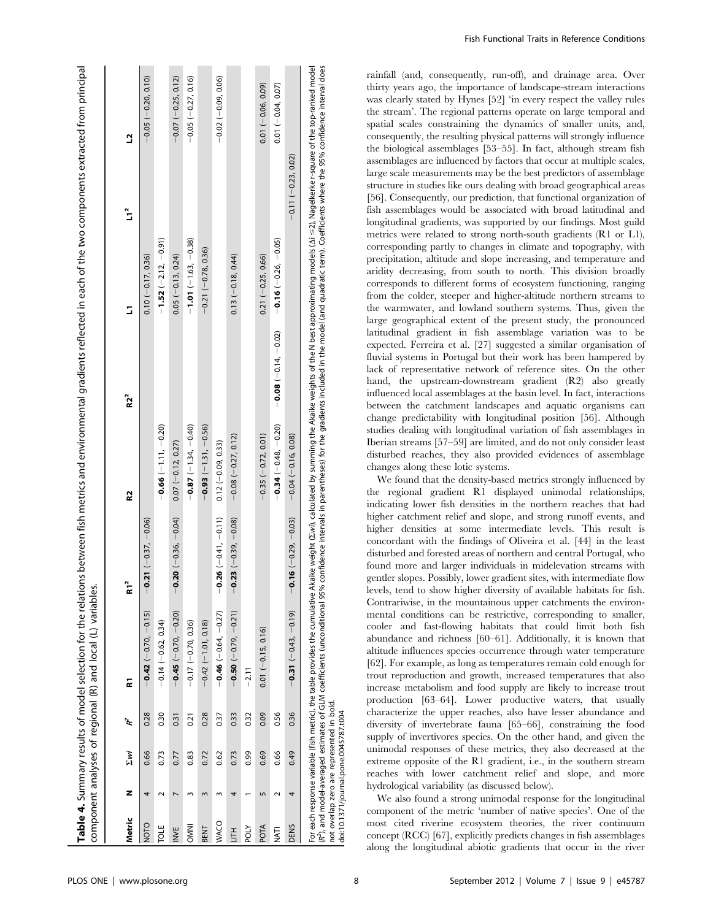**Table 4.** Summary results of model selection for the relations between fish metrics and environmental gradients reflected in each of the two components extracted from principal component analyses of regional (R) and local (L) variables.

| Metric | N | $\Sigma wi$ | $R^2$ | R1 | R1$^2$ | R2 | R2$^2$ | L1 | L1$^2$ | L2 |
|---|---|---|---|---|---|---|---|---|---|---|
| NOTO | 4 | 0.66 | 0.28 | **−0.42** (−0.70, −0.15) | **−0.21** (−0.37, −0.06) | | | 0.10 (−0.17, 0.36) | | −0.05 (−0.20, 0.10) |
| TOLE | 2 | 0.73 | 0.30 | −0.14 (−0.62, 0.34) | | **−0.66** (−1.11, −0.20) | | **−1.52** (−2.12, −0.91) | | |
| INVE | 7 | 0.77 | 0.31 | **−0.45** (−0.70, −0.20) | **−0.20** (−0.36, −0.04) | 0.07 (−0.12, 0.27) | | 0.05 (−0.13, 0.24) | | −0.07 (−0.25, 0.12) |
| OMNI | 3 | 0.83 | 0.21 | −0.17 (−0.70, 0.36) | | **−0.87** (−1.34, −0.40) | | **−1.01** (−1.63, −0.38) | | −0.05 (−0.27, 0.16) |
| BENT | 3 | 0.72 | 0.28 | −0.42 (−1.01, 0.18) | | **−0.93** (−1.31, −0.56) | | −0.21 (−0.78, 0.36) | | |
| WACO | 3 | 0.62 | 0.37 | **−0.46** (−0.64, −0.27) | **−0.26** (−0.41, −0.11) | 0.12 (−0.09, 0.33) | | | | −0.02 (−0.09, 0.06) |
| LITH | 4 | 0.73 | 0.33 | **−0.50** (−0.79, −0.21) | **−0.23** (−0.39, −0.08) | −0.08 (−0.27, 0.12) | | 0.13 (−0.18, 0.44) | | |
| POLY | 1 | 0.99 | 0.32 | −2.11 | | | | | | |
| POTA | 5 | 0.69 | 0.09 | 0.01 (−0.15, 0.16) | | −0.35 (−0.72, 0.01) | | 0.21 (−0.25, 0.66) | | 0.01 (−0.06, 0.09) |
| NATI | 2 | 0.66 | 0.56 | | | **−0.34** (−0.48, −0.20) | **−0.08** (−0.14, −0.02) | **−0.16** (−0.26, −0.05) | | 0.01 (−0.04, 0.07) |
| DENS | 4 | 0.49 | 0.36 | **−0.31** (−0.43, −0.19) | **−0.16** (−0.29, −0.03) | −0.04 (−0.16, 0.08) | | | −0.11 (−0.23, 0.02) | |

For each response variable (fish metric), the table provides the cumulative Akaike weight ($\Sigma wi$), calculated by summing the Akaike weights of the N best approximating models ($\Delta i \leq 2$), Nagelkerke r-square of the top-ranked model ($R^2$), and model-averaged estimates of GLM coefficients (unconditional 95% confidence intervals in parentheses) for the gradients included in the model (and quadratic term). Coefficients where the 95% confidence interval does not overlap zero are represented in bold.

doi:10.1371/journal.pone.0045787.t004

rainfall (and, consequently, run-off), and drainage area. Over thirty years ago, the importance of landscape-stream interactions was clearly stated by Hynes [52] 'in every respect the valley rules the stream'. The regional patterns operate on large temporal and spatial scales constraining the dynamics of smaller units, and, consequently, the resulting physical patterns will strongly influence the biological assemblages [53–55]. In fact, although stream fish assemblages are influenced by factors that occur at multiple scales, large scale measurements may be the best predictors of assemblage structure in studies like ours dealing with broad geographical areas [56]. Consequently, our prediction, that functional organization of fish assemblages would be associated with broad latitudinal and longitudinal gradients, was supported by our findings. Most guild metrics were related to strong north-south gradients (R1 or L1), corresponding partly to changes in climate and topography, with precipitation, altitude and slope increasing, and temperature and aridity decreasing, from south to north. This division broadly corresponds to different forms of ecosystem functioning, ranging from the colder, steeper and higher-altitude northern streams to the warmwater, and lowland southern systems. Thus, given the large geographical extent of the present study, the pronounced latitudinal gradient in fish assemblage variation was to be expected. Ferreira et al. [27] suggested a similar organisation of fluvial systems in Portugal but their work has been hampered by lack of representative network of reference sites. On the other hand, the upstream-downstream gradient (R2) also greatly influenced local assemblages at the basin level. In fact, interactions between the catchment landscapes and aquatic organisms can change predictability with longitudinal position [56]. Although studies dealing with longitudinal variation of fish assemblages in Iberian streams [57–59] are limited, and do not only consider least disturbed reaches, they also provided evidences of assemblage changes along these lotic systems.

We found that the density-based metrics strongly influenced by the regional gradient R1 displayed unimodal relationships, indicating lower fish densities in the northern reaches that had higher catchment relief and slope, and strong runoff events, and higher densities at some intermediate levels. This result is concordant with the findings of Oliveira et al. [44] in the least disturbed and forested areas of northern and central Portugal, who found more and larger individuals in midelevation streams with gentler slopes. Possibly, lower gradient sites, with intermediate flow levels, tend to show higher diversity of available habitats for fish. Contrariwise, in the mountainous upper catchments the environmental conditions can be restrictive, corresponding to smaller, cooler and fast-flowing habitats that could limit both fish abundance and richness [60–61]. Additionally, it is known that altitude influences species occurrence through water temperature [62]. For example, as long as temperatures remain cold enough for trout reproduction and growth, increased temperatures that also increase metabolism and food supply are likely to increase trout production [63–64]. Lower productive waters, that usually characterize the upper reaches, also have lesser abundance and diversity of invertebrate fauna [65–66], constraining the food supply of invertivores species. On the other hand, and given the unimodal responses of these metrics, they also decreased at the extreme opposite of the R1 gradient, i.e., in the southern stream reaches with lower catchment relief and slope, and more hydrological variability (as discussed below).

We also found a strong unimodal response for the longitudinal component of the metric 'number of native species'. One of the most cited riverine ecosystem theories, the river continuum concept (RCC) [67], explicitly predicts changes in fish assemblages along the longitudinal abiotic gradients that occur in the river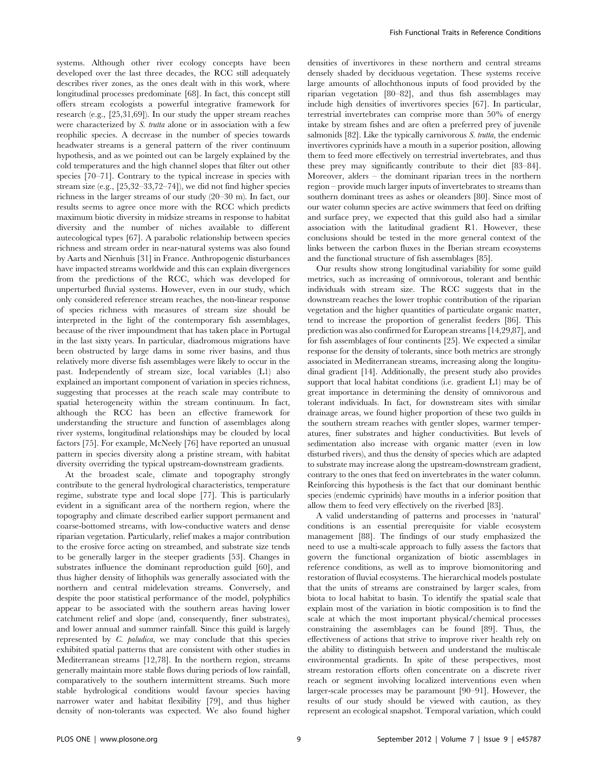systems. Although other river ecology concepts have been developed over the last three decades, the RCC still adequately describes river zones, as the ones dealt with in this work, where longitudinal processes predominate [68]. In fact, this concept still offers stream ecologists a powerful integrative framework for research (e.g., [25,31,69]). In our study the upper stream reaches were characterized by *S. trutta* alone or in association with a few reophilic species. A decrease in the number of species towards headwater streams is a general pattern of the river continuum hypothesis, and as we pointed out can be largely explained by the cold temperatures and the high channel slopes that filter out other species [70–71]. Contrary to the typical increase in species with stream size (e.g., [25,32–33,72–74]), we did not find higher species richness in the larger streams of our study (20–30 m). In fact, our results seems to agree once more with the RCC which predicts maximum biotic diversity in midsize streams in response to habitat diversity and the number of niches available to different autecological types [67]. A parabolic relationship between species richness and stream order in near-natural systems was also found by Aarts and Nienhuis [31] in France. Anthropogenic disturbances have impacted streams worldwide and this can explain divergences from the predictions of the RCC, which was developed for unperturbed fluvial systems. However, even in our study, which only considered reference stream reaches, the non-linear response of species richness with measures of stream size should be interpreted in the light of the contemporary fish assemblages, because of the river impoundment that has taken place in Portugal in the last sixty years. In particular, diadromous migrations have been obstructed by large dams in some river basins, and thus relatively more diverse fish assemblages were likely to occur in the past. Independently of stream size, local variables (L1) also explained an important component of variation in species richness, suggesting that processes at the reach scale may contribute to spatial heterogeneity within the stream continuum. In fact, although the RCC has been an effective framework for understanding the structure and function of assemblages along river systems, longitudinal relationships may be clouded by local factors [75]. For example, McNeely [76] have reported an unusual pattern in species diversity along a pristine stream, with habitat diversity overriding the typical upstream-downstream gradients.

At the broadest scale, climate and topography strongly contribute to the general hydrological characteristics, temperature regime, substrate type and local slope [77]. This is particularly evident in a significant area of the northern region, where the topography and climate described earlier support permanent and coarse-bottomed streams, with low-conductive waters and dense riparian vegetation. Particularly, relief makes a major contribution to the erosive force acting on streambed, and substrate size tends to be generally larger in the steeper gradients [53]. Changes in substrates influence the dominant reproduction guild [60], and thus higher density of lithophils was generally associated with the northern and central midelevation streams. Conversely, and despite the poor statistical performance of the model, polyphilics appear to be associated with the southern areas having lower catchment relief and slope (and, consequently, finer substrates), and lower annual and summer rainfall. Since this guild is largely represented by *C. paludica*, we may conclude that this species exhibited spatial patterns that are consistent with other studies in Mediterranean streams [12,78]. In the northern region, streams generally maintain more stable flows during periods of low rainfall, comparatively to the southern intermittent streams. Such more stable hydrological conditions would favour species having narrower water and habitat flexibility [79], and thus higher density of non-tolerants was expected. We also found higher densities of invertivores in these northern and central streams densely shaded by deciduous vegetation. These systems receive large amounts of allochthonous inputs of food provided by the riparian vegetation [80–82], and thus fish assemblages may include high densities of invertivores species [67]. In particular, terrestrial invertebrates can comprise more than 50% of energy intake by stream fishes and are often a preferred prey of juvenile salmonids [82]. Like the typically carnivorous *S. trutta*, the endemic invertivores cyprinids have a mouth in a superior position, allowing them to feed more effectively on terrestrial invertebrates, and thus these prey may significantly contribute to their diet [83–84]. Moreover, alders – the dominant riparian trees in the northern region – provide much larger inputs of invertebrates to streams than southern dominant trees as ashes or oleanders [80]. Since most of our water column species are active swimmers that feed on drifting and surface prey, we expected that this guild also had a similar association with the latitudinal gradient R1. However, these conclusions should be tested in the more general context of the links between the carbon fluxes in the Iberian stream ecosystems and the functional structure of fish assemblages [85].

Our results show strong longitudinal variability for some guild metrics, such as increasing of omnivorous, tolerant and benthic individuals with stream size. The RCC suggests that in the downstream reaches the lower trophic contribution of the riparian vegetation and the higher quantities of particulate organic matter, tend to increase the proportion of generalist feeders [86]. This prediction was also confirmed for European streams [14,29,87], and for fish assemblages of four continents [25]. We expected a similar response for the density of tolerants, since both metrics are strongly associated in Mediterranean streams, increasing along the longitudinal gradient [14]. Additionally, the present study also provides support that local habitat conditions (i.e. gradient L1) may be of great importance in determining the density of omnivorous and tolerant individuals. In fact, for downstream sites with similar drainage areas, we found higher proportion of these two guilds in the southern stream reaches with gentler slopes, warmer temperatures, finer substrates and higher conductivities. But levels of sedimentation also increase with organic matter (even in low disturbed rivers), and thus the density of species which are adapted to substrate may increase along the upstream-downstream gradient, contrary to the ones that feed on invertebrates in the water column. Reinforcing this hypothesis is the fact that our dominant benthic species (endemic cyprinids) have mouths in a inferior position that allow them to feed very effectively on the riverbed [83].

A valid understanding of patterns and processes in 'natural' conditions is an essential prerequisite for viable ecosystem management [88]. The findings of our study emphasized the need to use a multi-scale approach to fully assess the factors that govern the functional organization of biotic assemblages in reference conditions, as well as to improve biomonitoring and restoration of fluvial ecosystems. The hierarchical models postulate that the units of streams are constrained by larger scales, from biota to local habitat to basin. To identify the spatial scale that explain most of the variation in biotic composition is to find the scale at which the most important physical/chemical processes constraining the assemblages can be found [89]. Thus, the effectiveness of actions that strive to improve river health rely on the ability to distinguish between and understand the multiscale environmental gradients. In spite of these perspectives, most stream restoration efforts often concentrate on a discrete river reach or segment involving localized interventions even when larger-scale processes may be paramount [90–91]. However, the results of our study should be viewed with caution, as they represent an ecological snapshot. Temporal variation, which could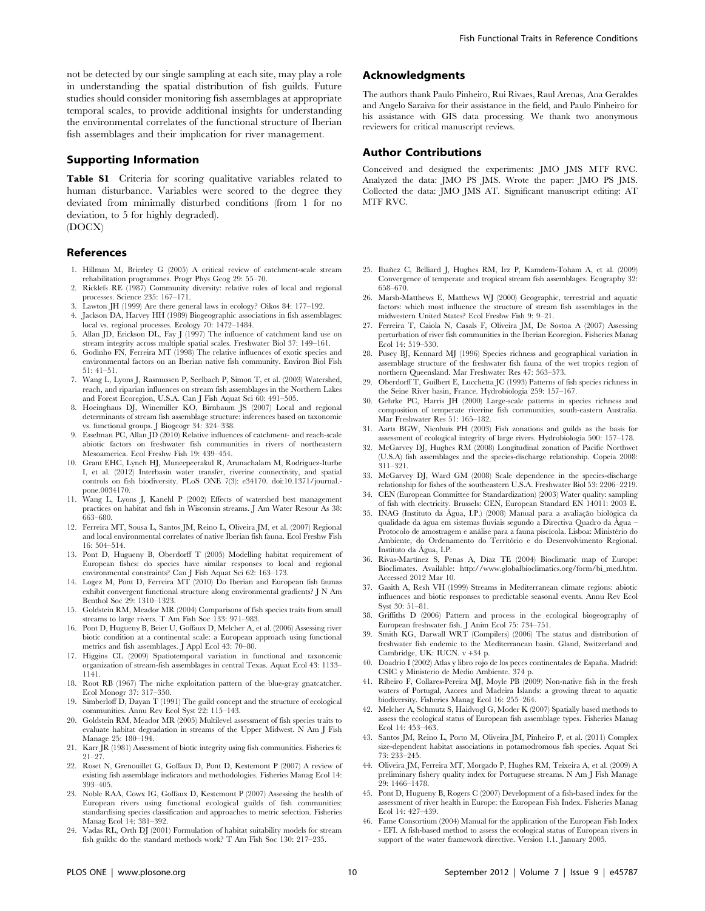not be detected by our single sampling at each site, may play a role in understanding the spatial distribution of fish guilds. Future studies should consider monitoring fish assemblages at appropriate temporal scales, to provide additional insights for understanding the environmental correlates of the functional structure of Iberian fish assemblages and their implication for river management.

## Supporting Information

**Table S1** Criteria for scoring qualitative variables related to human disturbance. Variables were scored to the degree they deviated from minimally disturbed conditions (from 1 for no deviation, to 5 for highly degraded).
(DOCX)

## Acknowledgments

The authors thank Paulo Pinheiro, Rui Rivaes, Raul Arenas, Ana Geraldes and Angelo Saraiva for their assistance in the field, and Paulo Pinheiro for his assistance with GIS data processing. We thank two anonymous reviewers for critical manuscript reviews.

## Author Contributions

Conceived and designed the experiments: JMO JMS MTF RVC. Analyzed the data: JMO PS JMS. Wrote the paper: JMO PS JMS. Collected the data: JMO JMS AT. Significant manuscript editing: AT MTF RVC.

## References

1. Hillman M, Brierley G (2005) A critical review of catchment-scale stream rehabilitation programmes. Progr Phys Geog 29: 55–70.
2. Ricklefs RE (1987) Community diversity: relative roles of local and regional processes. Science 235: 167–171.
3. Lawton JH (1999) Are there general laws in ecology? Oikos 84: 177–192.
4. Jackson DA, Harvey HH (1989) Biogeographic associations in fish assemblages: local vs. regional processes. Ecology 70: 1472–1484.
5. Allan JD, Erickson DL, Fay J (1997) The influence of catchment land use on stream integrity across multiple spatial scales. Freshwater Biol 37: 149–161.
6. Godinho FN, Ferreira MT (1998) The relative influences of exotic species and environmental factors on an Iberian native fish community. Environ Biol Fish 51: 41–51.
7. Wang L, Lyons J, Rasmussen P, Seelbach P, Simon T, et al. (2003) Watershed, reach, and riparian influences on stream fish assemblages in the Northern Lakes and Forest Ecoregion, U.S.A. Can J Fish Aquat Sci 60: 491–505.
8. Hoeinghaus DJ, Winemiller KO, Birnbaum JS (2007) Local and regional determinants of stream fish assemblage structure: inferences based on taxonomic vs. functional groups. J Biogeogr 34: 324–338.
9. Esselman PC, Allan JD (2010) Relative influences of catchment- and reach-scale abiotic factors on freshwater fish communities in rivers of northeastern Mesoamerica. Ecol Freshw Fish 19: 439–454.
10. Grant EHC, Lynch HJ, Muneepeerakul R, Arunachalam M, Rodríguez-Iturbe I, et al. (2012) Interbasin water transfer, riverine connectivity, and spatial controls on fish biodiversity. PLoS ONE 7(3): e34170. doi:10.1371/journal.pone.0034170.
11. Wang L, Lyons J, Kanehl P (2002) Effects of watershed best management practices on habitat and fish in Wisconsin streams. J Am Water Resour As 38: 663–680.
12. Ferreira MT, Sousa L, Santos JM, Reino L, Oliveira JM, et al. (2007) Regional and local environmental correlates of native Iberian fish fauna. Ecol Freshw Fish 16: 504–514.
13. Pont D, Hugueny B, Oberdorff T (2005) Modelling habitat requirement of European fishes: do species have similar responses to local and regional environmental constraints? Can J Fish Aquat Sci 62: 163–173.
14. Logez M, Pont D, Ferreira MT (2010) Do Iberian and European fish faunas exhibit convergent functional structure along environmental gradients? J N Am Benthol Soc 29: 1310–1323.
15. Goldstein RM, Meador MR (2004) Comparisons of fish species traits from small streams to large rivers. T Am Fish Soc 133: 971–983.
16. Pont D, Hugueny B, Beier U, Goffaux D, Melcher A, et al. (2006) Assessing river biotic condition at a continental scale: a European approach using functional metrics and fish assemblages. J Appl Ecol 43: 70–80.
17. Higgins CL (2009) Spatiotemporal variation in functional and taxonomic organization of stream-fish assemblages in central Texas. Aquat Ecol 43: 1133–1141.
18. Root RB (1967) The niche exploitation pattern of the blue-gray gnatcatcher. Ecol Monogr 37: 317–350.
19. Simberloff D, Dayan T (1991) The guild concept and the structure of ecological communities. Annu Rev Ecol Syst 22: 115–143.
20. Goldstein RM, Meador MR (2005) Multilevel assessment of fish species traits to evaluate habitat degradation in streams of the Upper Midwest. N Am J Fish Manage 25: 180–194.
21. Karr JR (1981) Assessment of biotic integrity using fish communities. Fisheries 6: 21–27.
22. Roset N, Grenouillet G, Goffaux D, Pont D, Kestemont P (2007) A review of existing fish assemblage indicators and methodologies. Fisheries Manag Ecol 14: 393–405.
23. Noble RAA, Cowx IG, Goffaux D, Kestemont P (2007) Assessing the health of European rivers using functional ecological guilds of fish communities: standardising species classification and approaches to metric selection. Fisheries Manag Ecol 14: 381–392.
24. Vadas RL, Orth DJ (2001) Formulation of habitat suitability models for stream fish guilds: do the standard methods work? T Am Fish Soc 130: 217–235.
25. Ibañez C, Belliard J, Hughes RM, Irz P, Kamdem-Toham A, et al. (2009) Convergence of temperate and tropical stream fish assemblages. Ecography 32: 658–670.
26. Marsh-Matthews E, Matthews WJ (2000) Geographic, terrestrial and aquatic factors: which most influence the structure of stream fish assemblages in the midwestern United States? Ecol Freshw Fish 9: 9–21.
27. Ferreira T, Caiola N, Casals F, Oliveira JM, De Sostoa A (2007) Assessing perturbation of river fish communities in the Iberian Ecoregion. Fisheries Manag Ecol 14: 519–530.
28. Pusey BJ, Kennard MJ (1996) Species richness and geographical variation in assemblage structure of the freshwater fish fauna of the wet tropics region of northern Queensland. Mar Freshwater Res 47: 563–573.
29. Oberdorff T, Guilbert E, Lucchetta JC (1993) Patterns of fish species richness in the Seine River basin, France. Hydrobiologia 259: 157–167.
30. Gehrke PC, Harris JH (2000) Large-scale patterns in species richness and composition of temperate riverine fish communities, south-eastern Australia. Mar Freshwater Res 51: 165–182.
31. Aarts BGW, Nienhuis PH (2003) Fish zonations and guilds as the basis for assessment of ecological integrity of large rivers. Hydrobiologia 500: 157–178.
32. McGarvey DJ, Hughes RM (2008) Longitudinal zonation of Pacific Northwest (U.S.A) fish assemblages and the species-discharge relationship. Copeia 2008: 311–321.
33. McGarvey DJ, Ward GM (2008) Scale dependence in the species-discharge relationship for fishes of the southeastern U.S.A. Freshwater Biol 53: 2206–2219.
34. CEN (European Committee for Standardization) (2003) Water quality: sampling of fish with electricity. Brussels: CEN, European Standard EN 14011: 2003 E.
35. INAG (Instituto da Água, I.P.) (2008) Manual para a avaliação biológica da qualidade da água em sistemas fluviais segundo a Directiva Quadro da Água – Protocolo de amostragem e análise para a fauna piscícola. Lisboa: Ministério do Ambiente, do Ordenamento do Território e do Desenvolvimento Regional. Instituto da Água, I.P.
36. Rivas-Martinez S, Penas A, Diaz TE (2004) Bioclimatic map of Europe: Bioclimates. Available: http://www.globalbioclimatics.org/form/bi_med.htm. Accessed 2012 Mar 10.
37. Gasith A, Resh VH (1999) Streams in Mediterranean climate regions: abiotic influences and biotic responses to predictable seasonal events. Annu Rev Ecol Syst 30: 51–81.
38. Griffiths D (2006) Pattern and process in the ecological biogeography of European freshwater fish. J Anim Ecol 75: 734–751.
39. Smith KG, Darwall WRT (Compilers) (2006) The status and distribution of freshwater fish endemic to the Mediterranean basin. Gland, Switzerland and Cambridge, UK: IUCN. v +34 p.
40. Doadrio I (2002) Atlas y libro rojo de los peces continentales de España. Madrid: CSIC y Ministerio de Medio Ambiente. 374 p.
41. Ribeiro F, Collares-Pereira MJ, Moyle PB (2009) Non-native fish in the fresh waters of Portugal, Azores and Madeira Islands: a growing threat to aquatic biodiversity. Fisheries Manag Ecol 16: 255–264.
42. Melcher A, Schmutz S, Haidvogl G, Moder K (2007) Spatially based methods to assess the ecological status of European fish assemblage types. Fisheries Manag Ecol 14: 453–463.
43. Santos JM, Reino L, Porto M, Oliveira JM, Pinheiro P, et al. (2011) Complex size-dependent habitat associations in potamodromous fish species. Aquat Sci 73: 233–245.
44. Oliveira JM, Ferreira MT, Morgado P, Hughes RM, Teixeira A, et al. (2009) A preliminary fishery quality index for Portuguese streams. N Am J Fish Manage 29: 1466–1478.
45. Pont D, Hugueny B, Rogers C (2007) Development of a fish-based index for the assessment of river health in Europe: the European Fish Index. Fisheries Manag Ecol 14: 427–439.
46. Fame Consortium (2004) Manual for the application of the European Fish Index - EFI. A fish-based method to assess the ecological status of European rivers in support of the water framework directive. Version 1.1. January 2005.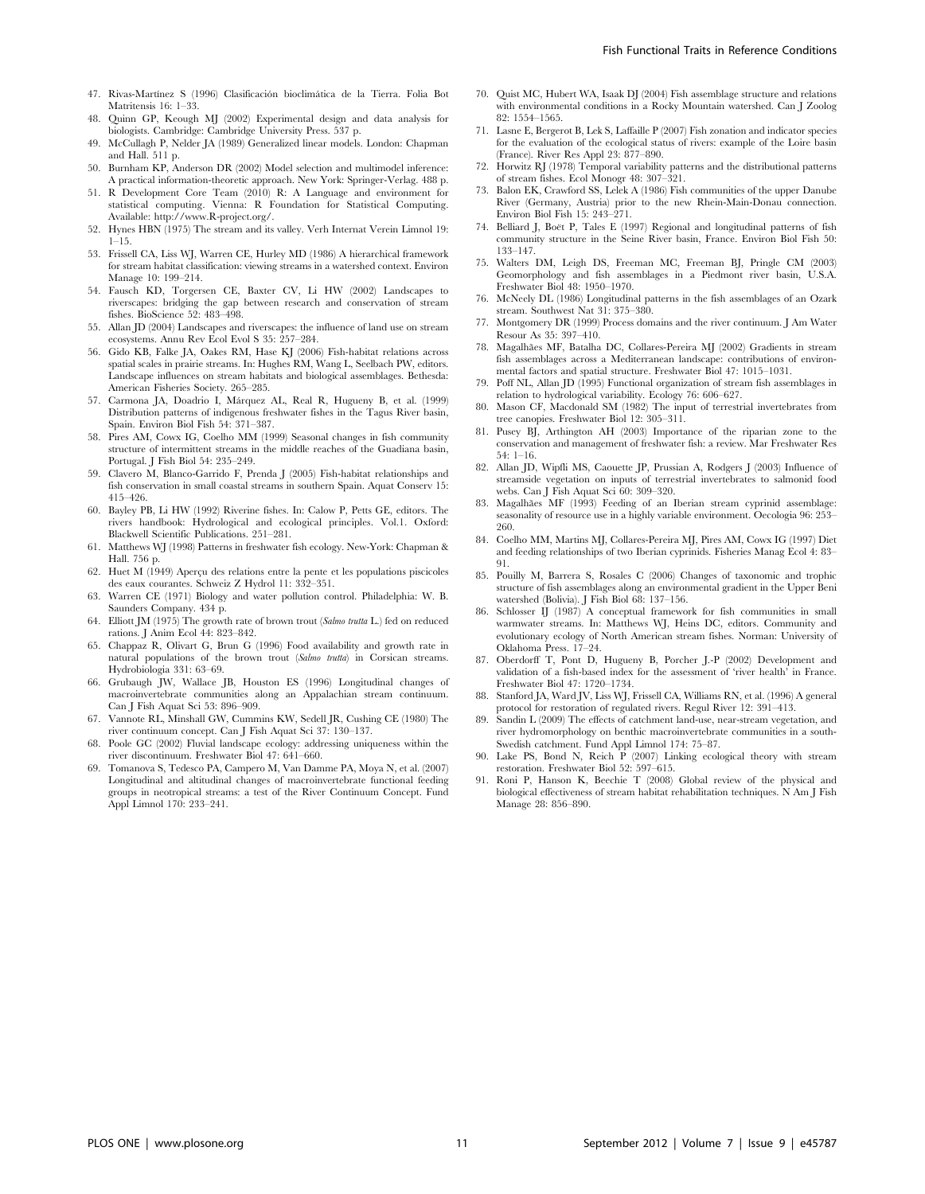47. Rivas-Martínez S (1996) Clasificación bioclimática de la Tierra. Folia Bot Matritensis 16: 1–33.
48. Quinn GP, Keough MJ (2002) Experimental design and data analysis for biologists. Cambridge: Cambridge University Press. 537 p.
49. McCullagh P, Nelder JA (1989) Generalized linear models. London: Chapman and Hall. 511 p.
50. Burnham KP, Anderson DR (2002) Model selection and multimodel inference: A practical information-theoretic approach. New York: Springer-Verlag. 488 p.
51. R Development Core Team (2010) R: A Language and environment for statistical computing. Vienna: R Foundation for Statistical Computing. Available: http://www.R-project.org/.
52. Hynes HBN (1975) The stream and its valley. Verh Internat Verein Limnol 19: 1–15.
53. Frissell CA, Liss WJ, Warren CE, Hurley MD (1986) A hierarchical framework for stream habitat classification: viewing streams in a watershed context. Environ Manage 10: 199–214.
54. Fausch KD, Torgersen CE, Baxter CV, Li HW (2002) Landscapes to riverscapes: bridging the gap between research and conservation of stream fishes. BioScience 52: 483–498.
55. Allan JD (2004) Landscapes and riverscapes: the influence of land use on stream ecosystems. Annu Rev Ecol Evol S 35: 257–284.
56. Gido KB, Falke JA, Oakes RM, Hase KJ (2006) Fish-habitat relations across spatial scales in prairie streams. In: Hughes RM, Wang L, Seelbach PW, editors. Landscape influences on stream habitats and biological assemblages. Bethesda: American Fisheries Society. 265–285.
57. Carmona JA, Doadrio I, Márquez AL, Real R, Hugueny B, et al. (1999) Distribution patterns of indigenous freshwater fishes in the Tagus River basin, Spain. Environ Biol Fish 54: 371–387.
58. Pires AM, Cowx IG, Coelho MM (1999) Seasonal changes in fish community structure of intermittent streams in the middle reaches of the Guadiana basin, Portugal. J Fish Biol 54: 235–249.
59. Clavero M, Blanco-Garrido F, Prenda J (2005) Fish-habitat relationships and fish conservation in small coastal streams in southern Spain. Aquat Conserv 15: 415–426.
60. Bayley PB, Li HW (1992) Riverine fishes. In: Calow P, Petts GE, editors. The rivers handbook: Hydrological and ecological principles. Vol.1. Oxford: Blackwell Scientific Publications. 251–281.
61. Matthews WJ (1998) Patterns in freshwater fish ecology. New-York: Chapman & Hall. 756 p.
62. Huet M (1949) Aperçu des relations entre la pente et les populations piscicoles des eaux courantes. Schweiz Z Hydrol 11: 332–351.
63. Warren CE (1971) Biology and water pollution control. Philadelphia: W. B. Saunders Company. 434 p.
64. Elliott JM (1975) The growth rate of brown trout (*Salmo trutta* L.) fed on reduced rations. J Anim Ecol 44: 823–842.
65. Chappaz R, Olivart G, Brun G (1996) Food availability and growth rate in natural populations of the brown trout (*Salmo trutta*) in Corsican streams. Hydrobiologia 331: 63–69.
66. Grubaugh JW, Wallace JB, Houston ES (1996) Longitudinal changes of macroinvertebrate communities along an Appalachian stream continuum. Can J Fish Aquat Sci 53: 896–909.
67. Vannote RL, Minshall GW, Cummins KW, Sedell JR, Cushing CE (1980) The river continuum concept. Can J Fish Aquat Sci 37: 130–137.
68. Poole GC (2002) Fluvial landscape ecology: addressing uniqueness within the river discontinuum. Freshwater Biol 47: 641–660.
69. Tomanova S, Tedesco PA, Campero M, Van Damme PA, Moya N, et al. (2007) Longitudinal and altitudinal changes of macroinvertebrate functional feeding groups in neotropical streams: a test of the River Continuum Concept. Fund Appl Limnol 170: 233–241.
70. Quist MC, Hubert WA, Isaak DJ (2004) Fish assemblage structure and relations with environmental conditions in a Rocky Mountain watershed. Can J Zoolog 82: 1554–1565.
71. Lasne E, Bergerot B, Lek S, Laffaille P (2007) Fish zonation and indicator species for the evaluation of the ecological status of rivers: example of the Loire basin (France). River Res Appl 23: 877–890.
72. Horwitz RJ (1978) Temporal variability patterns and the distributional patterns of stream fishes. Ecol Monogr 48: 307–321.
73. Balon EK, Crawford SS, Lelek A (1986) Fish communities of the upper Danube River (Germany, Austria) prior to the new Rhein-Main-Donau connection. Environ Biol Fish 15: 243–271.
74. Belliard J, Boët P, Tales E (1997) Regional and longitudinal patterns of fish community structure in the Seine River basin, France. Environ Biol Fish 50: 133–147.
75. Walters DM, Leigh DS, Freeman MC, Freeman BJ, Pringle CM (2003) Geomorphology and fish assemblages in a Piedmont river basin, U.S.A. Freshwater Biol 48: 1950–1970.
76. McNeely DL (1986) Longitudinal patterns in the fish assemblages of an Ozark stream. Southwest Nat 31: 375–380.
77. Montgomery DR (1999) Process domains and the river continuum. J Am Water Resour As 35: 397–410.
78. Magalhães MF, Batalha DC, Collares-Pereira MJ (2002) Gradients in stream fish assemblages across a Mediterranean landscape: contributions of environmental factors and spatial structure. Freshwater Biol 47: 1015–1031.
79. Poff NL, Allan JD (1995) Functional organization of stream fish assemblages in relation to hydrological variability. Ecology 76: 606–627.
80. Mason CF, Macdonald SM (1982) The input of terrestrial invertebrates from tree canopies. Freshwater Biol 12: 305–311.
81. Pusey BJ, Arthington AH (2003) Importance of the riparian zone to the conservation and management of freshwater fish: a review. Mar Freshwater Res 54: 1–16.
82. Allan JD, Wipfli MS, Caouette JP, Prussian A, Rodgers J (2003) Influence of streamside vegetation on inputs of terrestrial invertebrates to salmonid food webs. Can J Fish Aquat Sci 60: 309–320.
83. Magalhães MF (1993) Feeding of an Iberian stream cyprinid assemblage: seasonality of resource use in a highly variable environment. Oecologia 96: 253–260.
84. Coelho MM, Martins MJ, Collares-Pereira MJ, Pires AM, Cowx IG (1997) Diet and feeding relationships of two Iberian cyprinids. Fisheries Manag Ecol 4: 83–91.
85. Pouilly M, Barrera S, Rosales C (2006) Changes of taxonomic and trophic structure of fish assemblages along an environmental gradient in the Upper Beni watershed (Bolivia). J Fish Biol 68: 137–156.
86. Schlosser IJ (1987) A conceptual framework for fish communities in small warmwater streams. In: Matthews WJ, Heins DC, editors. Community and evolutionary ecology of North American stream fishes. Norman: University of Oklahoma Press. 17–24.
87. Oberdorff T, Pont D, Hugueny B, Porcher J.-P (2002) Development and validation of a fish-based index for the assessment of 'river health' in France. Freshwater Biol 47: 1720–1734.
88. Stanford JA, Ward JV, Liss WJ, Frissell CA, Williams RN, et al. (1996) A general protocol for restoration of regulated rivers. Regul River 12: 391–413.
89. Sandin L (2009) The effects of catchment land-use, near-stream vegetation, and river hydromorphology on benthic macroinvertebrate communities in a south-Swedish catchment. Fund Appl Limnol 174: 75–87.
90. Lake PS, Bond N, Reich P (2007) Linking ecological theory with stream restoration. Freshwater Biol 52: 597–615.
91. Roni P, Hanson K, Beechie T (2008) Global review of the physical and biological effectiveness of stream habitat rehabilitation techniques. N Am J Fish Manage 28: 856–890.